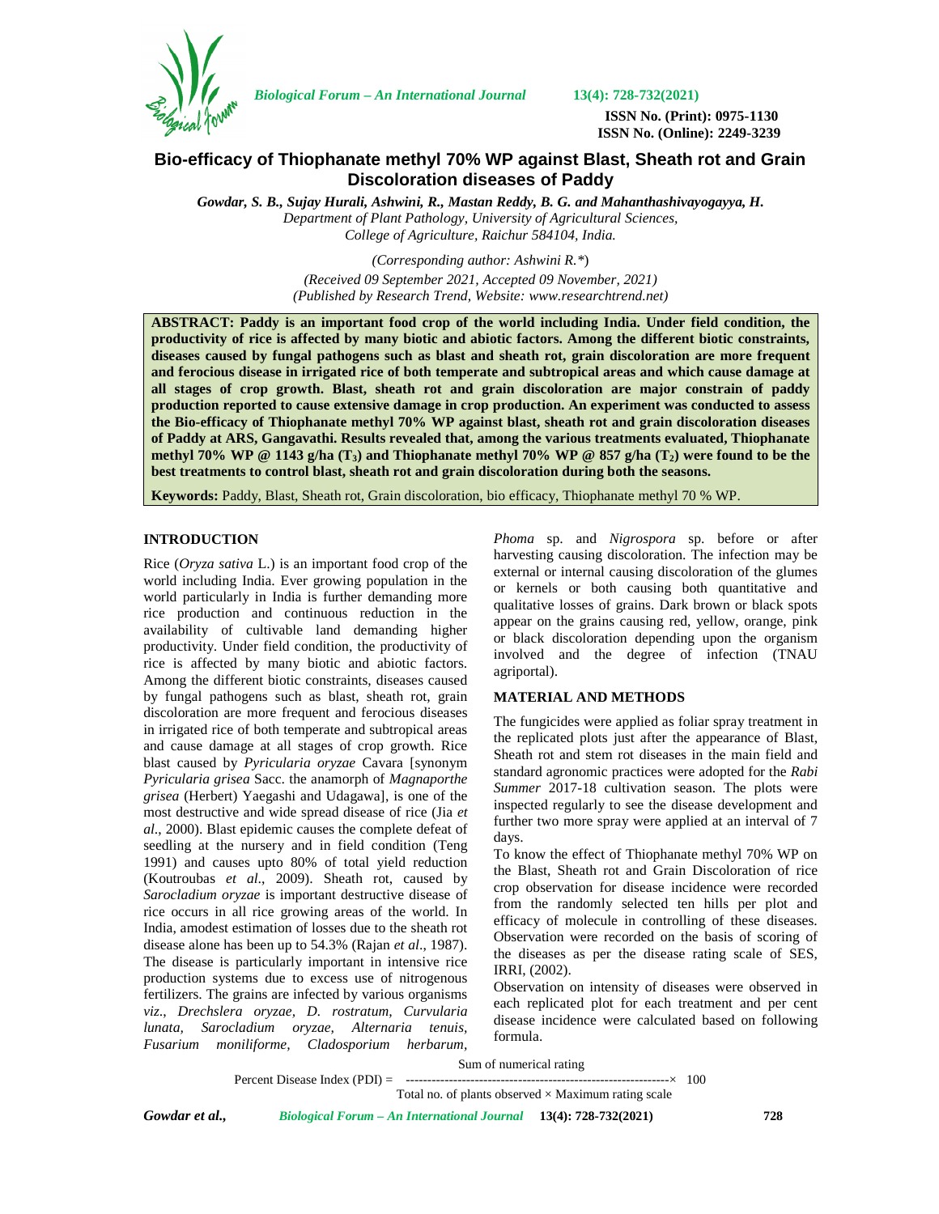# Bio-efficacy of Thiophanate methyl 70% WP against Blast, Sheath rot and Grain Discoloration diseases of Paddy

*Gowdar, S. B., Sujay Hurali, Ashwini, R., Mastan Reddy, B. G. and Mahanthashivayogayya, H.*
*Department of Plant Pathology, University of Agricultural Sciences, College of Agriculture, Raichur 584104, India.*

*(Corresponding author: Ashwini R.*)*
*(Received 09 September 2021, Accepted 09 November, 2021)*
*(Published by Research Trend, Website: www.researchtrend.net)*

**ABSTRACT: Paddy is an important food crop of the world including India. Under field condition, the productivity of rice is affected by many biotic and abiotic factors. Among the different biotic constraints, diseases caused by fungal pathogens such as blast and sheath rot, grain discoloration are more frequent and ferocious disease in irrigated rice of both temperate and subtropical areas and which cause damage at all stages of crop growth. Blast, sheath rot and grain discoloration are major constrain of paddy production reported to cause extensive damage in crop production. An experiment was conducted to assess the Bio-efficacy of Thiophanate methyl 70% WP against blast, sheath rot and grain discoloration diseases of Paddy at ARS, Gangavathi. Results revealed that, among the various treatments evaluated, Thiophanate methyl 70% WP @ 1143 g/ha ($T_3$) and Thiophanate methyl 70% WP @ 857 g/ha ($T_2$) were found to be the best treatments to control blast, sheath rot and grain discoloration during both the seasons.**

**Keywords:** Paddy, Blast, Sheath rot, Grain discoloration, bio efficacy, Thiophanate methyl 70 % WP.

## INTRODUCTION

Rice (*Oryza sativa* L.) is an important food crop of the world including India. Ever growing population in the world particularly in India is further demanding more rice production and continuous reduction in the availability of cultivable land demanding higher productivity. Under field condition, the productivity of rice is affected by many biotic and abiotic factors. Among the different biotic constraints, diseases caused by fungal pathogens such as blast, sheath rot, grain discoloration are more frequent and ferocious diseases in irrigated rice of both temperate and subtropical areas and cause damage at all stages of crop growth. Rice blast caused by *Pyricularia oryzae* Cavara [synonym *Pyricularia grisea* Sacc. the anamorph of *Magnaporthe grisea* (Herbert) Yaegashi and Udagawa], is one of the most destructive and wide spread disease of rice (Jia *et al*., 2000). Blast epidemic causes the complete defeat of seedling at the nursery and in field condition (Teng 1991) and causes upto 80% of total yield reduction (Koutroubas *et al*., 2009). Sheath rot, caused by *Sarocladium oryzae* is important destructive disease of rice occurs in all rice growing areas of the world. In India, amodest estimation of losses due to the sheath rot disease alone has been up to 54.3% (Rajan *et al*., 1987). The disease is particularly important in intensive rice production systems due to excess use of nitrogenous fertilizers. The grains are infected by various organisms *viz*., *Drechslera oryzae*, *D. rostratum*, *Curvularia lunata*, *Sarocladium oryzae*, *Alternaria tenuis*, *Fusarium moniliforme*, *Cladosporium herbarum*, *Phoma* sp. and *Nigrospora* sp. before or after harvesting causing discoloration. The infection may be external or internal causing discoloration of the glumes or kernels or both causing both quantitative and qualitative losses of grains. Dark brown or black spots appear on the grains causing red, yellow, orange, pink or black discoloration depending upon the organism involved and the degree of infection (TNAU agriportal).

## MATERIAL AND METHODS

The fungicides were applied as foliar spray treatment in the replicated plots just after the appearance of Blast, Sheath rot and stem rot diseases in the main field and standard agronomic practices were adopted for the *Rabi Summer* 2017-18 cultivation season. The plots were inspected regularly to see the disease development and further two more spray were applied at an interval of 7 days.

To know the effect of Thiophanate methyl 70% WP on the Blast, Sheath rot and Grain Discoloration of rice crop observation for disease incidence were recorded from the randomly selected ten hills per plot and efficacy of molecule in controlling of these diseases. Observation were recorded on the basis of scoring of the diseases as per the disease rating scale of SES, IRRI, (2002).

Observation on intensity of diseases were observed in each replicated plot for each treatment and per cent disease incidence were calculated based on following formula.

$$\text{Percent Disease Index (PDI)} = \frac{\text{Sum of numerical rating}}{\text{Total no. of plants observed} \times \text{Maximum rating scale}} \times 100$$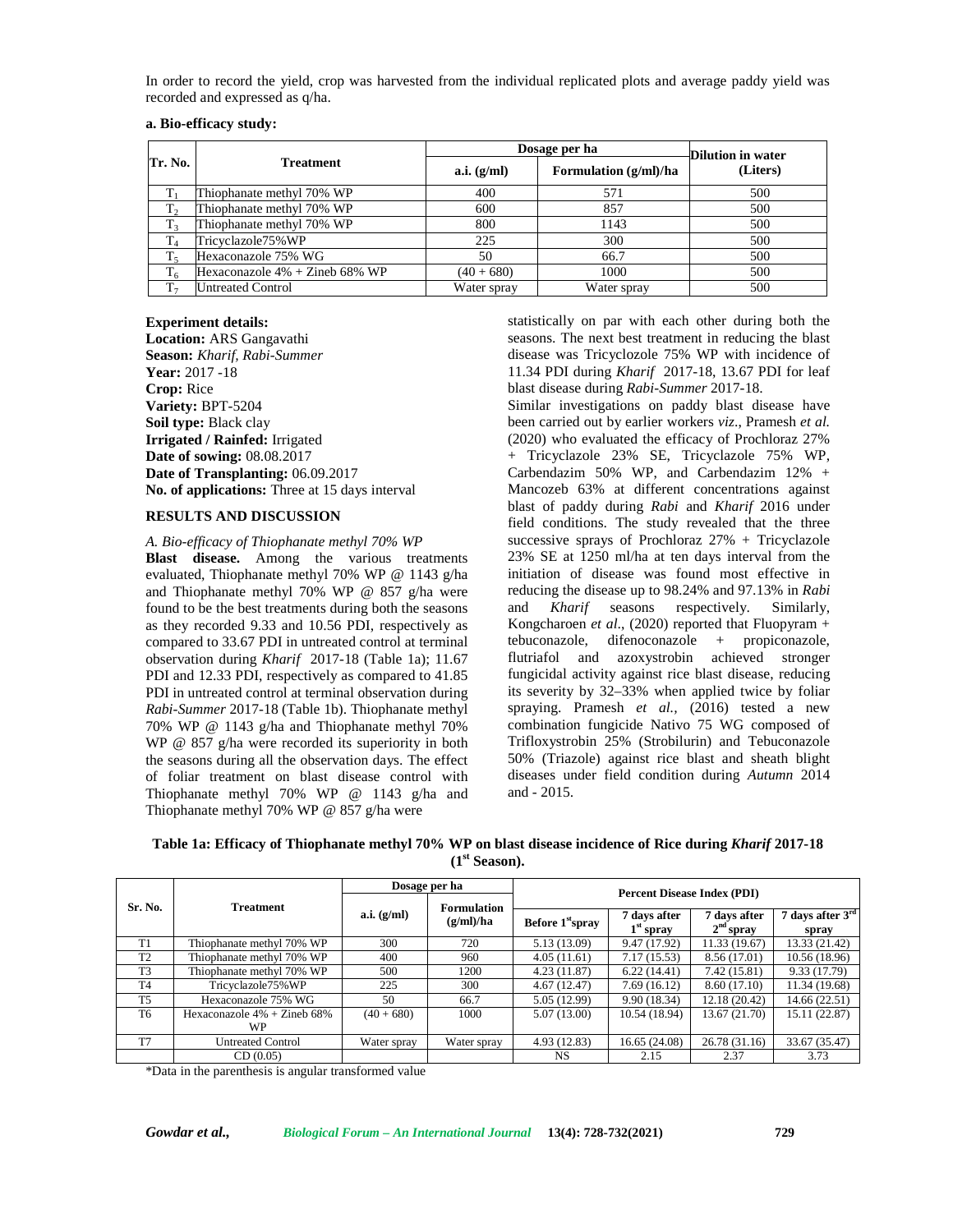In order to record the yield, crop was harvested from the individual replicated plots and average paddy yield was recorded and expressed as q/ha.

**a. Bio-efficacy study:**

| Tr. No. | Treatment | Dosage per ha | | Dilution in water (Liters) |
|---|---|---|---|---|
| | | a.i. (g/ml) | Formulation (g/ml)/ha | |
| $T_1$ | Thiophanate methyl 70% WP | 400 | 571 | 500 |
| $T_2$ | Thiophanate methyl 70% WP | 600 | 857 | 500 |
| $T_3$ | Thiophanate methyl 70% WP | 800 | 1143 | 500 |
| $T_4$ | Tricyclazole75%WP | 225 | 300 | 500 |
| $T_5$ | Hexaconazole 75% WG | 50 | 66.7 | 500 |
| $T_6$ | Hexaconazole 4% + Zineb 68% WP | (40 + 680) | 1000 | 500 |
| $T_7$ | Untreated Control | Water spray | Water spray | 500 |

**Experiment details:**
**Location:** ARS Gangavathi
**Season:** *Kharif, Rabi-Summer*
**Year:** 2017 -18
**Crop:** Rice
**Variety:** BPT-5204
**Soil type:** Black clay
**Irrigated / Rainfed:** Irrigated
**Date of sowing:** 08.08.2017
**Date of Transplanting:** 06.09.2017
**No. of applications:** Three at 15 days interval

## RESULTS AND DISCUSSION

*A. Bio-efficacy of Thiophanate methyl 70% WP*

**Blast disease.** Among the various treatments evaluated, Thiophanate methyl 70% WP @ 1143 g/ha and Thiophanate methyl 70% WP @ 857 g/ha were found to be the best treatments during both the seasons as they recorded 9.33 and 10.56 PDI, respectively as compared to 33.67 PDI in untreated control at terminal observation during *Kharif* 2017-18 (Table 1a); 11.67 PDI and 12.33 PDI, respectively as compared to 41.85 PDI in untreated control at terminal observation during *Rabi-Summer* 2017-18 (Table 1b). Thiophanate methyl 70% WP @ 1143 g/ha and Thiophanate methyl 70% WP @ 857 g/ha were recorded its superiority in both the seasons during all the observation days. The effect of foliar treatment on blast disease control with Thiophanate methyl 70% WP @ 1143 g/ha and Thiophanate methyl 70% WP @ 857 g/ha were statistically on par with each other during both the seasons. The next best treatment in reducing the blast disease was Tricyclozole 75% WP with incidence of 11.34 PDI during *Kharif* 2017-18, 13.67 PDI for leaf blast disease during *Rabi-Summer* 2017-18.

Similar investigations on paddy blast disease have been carried out by earlier workers *viz*., Pramesh *et al.* (2020) who evaluated the efficacy of Prochloraz 27% + Tricyclazole 23% SE, Tricyclazole 75% WP, Carbendazim 50% WP, and Carbendazim 12% + Mancozeb 63% at different concentrations against blast of paddy during *Rabi* and *Kharif* 2016 under field conditions. The study revealed that the three successive sprays of Prochloraz 27% + Tricyclazole 23% SE at 1250 ml/ha at ten days interval from the initiation of disease was found most effective in reducing the disease up to 98.24% and 97.13% in *Rabi* and *Kharif* seasons respectively. Similarly, Kongcharoen *et al*., (2020) reported that Fluopyram + tebuconazole, difenoconazole + propiconazole, flutriafol and azoxystrobin achieved stronger fungicidal activity against rice blast disease, reducing its severity by 32–33% when applied twice by foliar spraying. Pramesh *et al.,* (2016) tested a new combination fungicide Nativo 75 WG composed of Trifloxystrobin 25% (Strobilurin) and Tebuconazole 50% (Triazole) against rice blast and sheath blight diseases under field condition during *Autumn* 2014 and - 2015.

**Table 1a: Efficacy of Thiophanate methyl 70% WP on blast disease incidence of Rice during *Kharif* 2017-18 (1st Season).**

| Sr. No. | Treatment | Dosage per ha | | Percent Disease Index (PDI) | | | |
|---|---|---|---|---|---|---|---|
| | | a.i. (g/ml) | Formulation (g/ml)/ha | Before 1st spray | 7 days after 1st spray | 7 days after 2nd spray | 7 days after 3rd spray |
| T1 | Thiophanate methyl 70% WP | 300 | 720 | 5.13 (13.09) | 9.47 (17.92) | 11.33 (19.67) | 13.33 (21.42) |
| T2 | Thiophanate methyl 70% WP | 400 | 960 | 4.05 (11.61) | 7.17 (15.53) | 8.56 (17.01) | 10.56 (18.96) |
| T3 | Thiophanate methyl 70% WP | 500 | 1200 | 4.23 (11.87) | 6.22 (14.41) | 7.42 (15.81) | 9.33 (17.79) |
| T4 | Tricyclazole75%WP | 225 | 300 | 4.67 (12.47) | 7.69 (16.12) | 8.60 (17.10) | 11.34 (19.68) |
| T5 | Hexaconazole 75% WG | 50 | 66.7 | 5.05 (12.99) | 9.90 (18.34) | 12.18 (20.42) | 14.66 (22.51) |
| T6 | Hexaconazole 4% + Zineb 68% WP | (40 + 680) | 1000 | 5.07 (13.00) | 10.54 (18.94) | 13.67 (21.70) | 15.11 (22.87) |
| T7 | Untreated Control | Water spray | Water spray | 4.93 (12.83) | 16.65 (24.08) | 26.78 (31.16) | 33.67 (35.47) |
| | CD (0.05) | | | NS | 2.15 | 2.37 | 3.73 |

*Data in the parenthesis is angular transformed value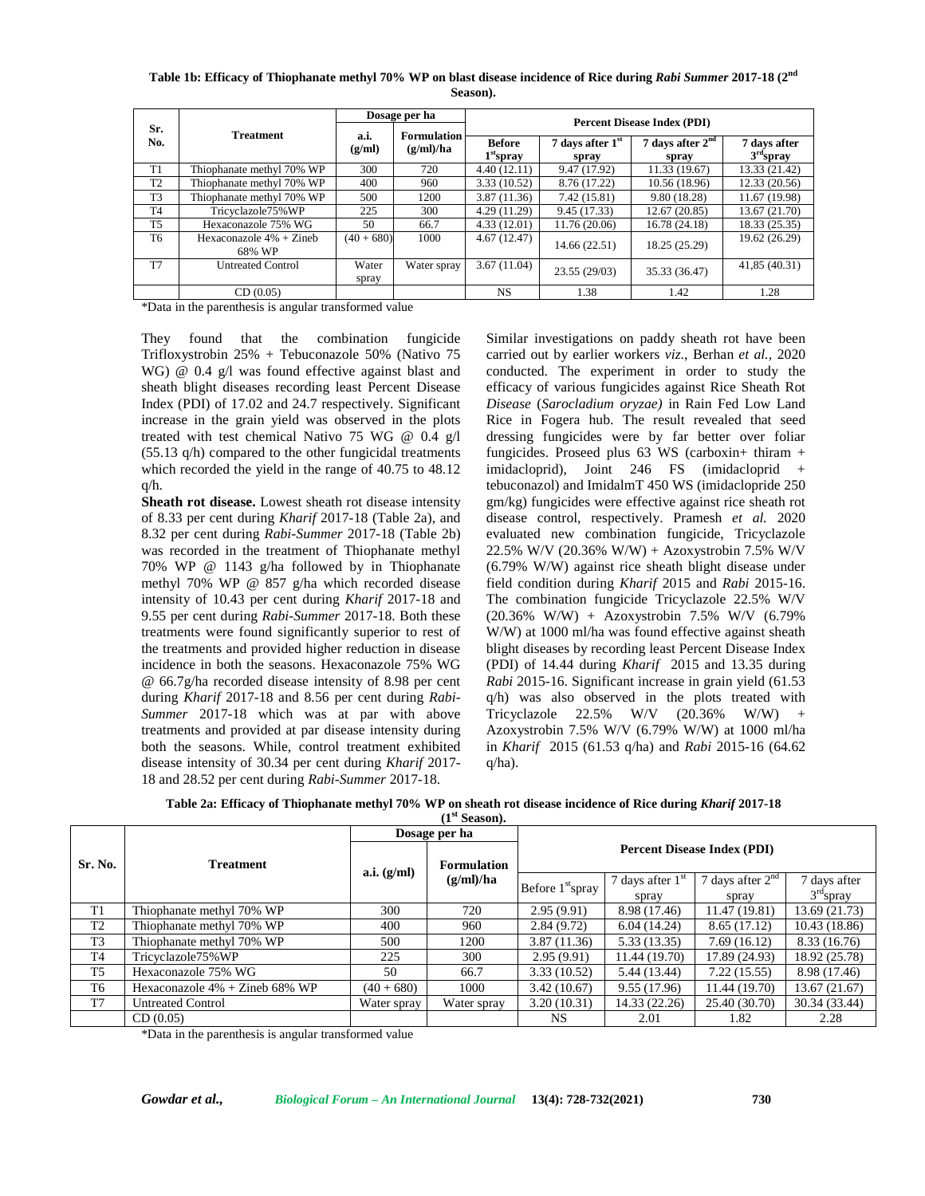**Table 1b: Efficacy of Thiophanate methyl 70% WP on blast disease incidence of Rice during *Rabi Summer* 2017-18 (2nd Season).**

| Sr. No. | Treatment | Dosage per ha | | Percent Disease Index (PDI) | | | |
|---|---|---|---|---|---|---|---|
| | | a.i. (g/ml) | Formulation (g/ml)/ha | Before 1st spray | 7 days after 1st spray | 7 days after 2nd spray | 7 days after 3rd spray |
| T1 | Thiophanate methyl 70% WP | 300 | 720 | 4.40 (12.11) | 9.47 (17.92) | 11.33 (19.67) | 13.33 (21.42) |
| T2 | Thiophanate methyl 70% WP | 400 | 960 | 3.33 (10.52) | 8.76 (17.22) | 10.56 (18.96) | 12.33 (20.56) |
| T3 | Thiophanate methyl 70% WP | 500 | 1200 | 3.87 (11.36) | 7.42 (15.81) | 9.80 (18.28) | 11.67 (19.98) |
| T4 | Tricyclazole75%WP | 225 | 300 | 4.29 (11.29) | 9.45 (17.33) | 12.67 (20.85) | 13.67 (21.70) |
| T5 | Hexaconazole 75% WG | 50 | 66.7 | 4.33 (12.01) | 11.76 (20.06) | 16.78 (24.18) | 18.33 (25.35) |
| T6 | Hexaconazole 4% + Zineb 68% WP | (40 + 680) | 1000 | 4.67 (12.47) | 14.66 (22.51) | 18.25 (25.29) | 19.62 (26.29) |
| T7 | Untreated Control | Water spray | Water spray | 3.67 (11.04) | 23.55 (29/03) | 35.33 (36.47) | 41,85 (40.31) |
| | CD (0.05) | | | NS | 1.38 | 1.42 | 1.28 |

*Data in the parenthesis is angular transformed value

They found that the combination fungicide Trifloxystrobin 25% + Tebuconazole 50% (Nativo 75 WG) @ 0.4 g/l was found effective against blast and sheath blight diseases recording least Percent Disease Index (PDI) of 17.02 and 24.7 respectively. Significant increase in the grain yield was observed in the plots treated with test chemical Nativo 75 WG @ 0.4 g/l (55.13 q/h) compared to the other fungicidal treatments which recorded the yield in the range of 40.75 to 48.12 q/h.

**Sheath rot disease.** Lowest sheath rot disease intensity of 8.33 per cent during *Kharif* 2017-18 (Table 2a), and 8.32 per cent during *Rabi-Summer* 2017-18 (Table 2b) was recorded in the treatment of Thiophanate methyl 70% WP @ 1143 g/ha followed by in Thiophanate methyl 70% WP @ 857 g/ha which recorded disease intensity of 10.43 per cent during *Kharif* 2017-18 and 9.55 per cent during *Rabi-Summer* 2017-18. Both these treatments were found significantly superior to rest of the treatments and provided higher reduction in disease incidence in both the seasons. Hexaconazole 75% WG @ 66.7g/ha recorded disease intensity of 8.98 per cent during *Kharif* 2017-18 and 8.56 per cent during *Rabi-Summer* 2017-18 which was at par with above treatments and provided at par disease intensity during both the seasons. While, control treatment exhibited disease intensity of 30.34 per cent during *Kharif* 2017-18 and 28.52 per cent during *Rabi-Summer* 2017-18.

Similar investigations on paddy sheath rot have been carried out by earlier workers *viz*., Berhan *et al.,* 2020 conducted. The experiment in order to study the efficacy of various fungicides against Rice Sheath Rot *Disease* (*Sarocladium oryzae)* in Rain Fed Low Land Rice in Fogera hub. The result revealed that seed dressing fungicides were by far better over foliar fungicides. Proseed plus 63 WS (carboxin+ thiram + imidacloprid), Joint 246 FS (imidacloprid + tebuconazol) and ImidalmT 450 WS (imidaclopride 250 gm/kg) fungicides were effective against rice sheath rot disease control, respectively. Pramesh *et al.* 2020 evaluated new combination fungicide, Tricyclazole 22.5% W/V (20.36% W/W) + Azoxystrobin 7.5% W/V (6.79% W/W) against rice sheath blight disease under field condition during *Kharif* 2015 and *Rabi* 2015-16. The combination fungicide Tricyclazole 22.5% W/V (20.36% W/W) + Azoxystrobin 7.5% W/V (6.79% W/W) at 1000 ml/ha was found effective against sheath blight diseases by recording least Percent Disease Index (PDI) of 14.44 during *Kharif* 2015 and 13.35 during *Rabi* 2015-16. Significant increase in grain yield (61.53 q/h) was also observed in the plots treated with Tricyclazole 22.5% W/V (20.36% W/W) + Azoxystrobin 7.5% W/V (6.79% W/W) at 1000 ml/ha in *Kharif* 2015 (61.53 q/ha) and *Rabi* 2015-16 (64.62 q/ha).

**Table 2a: Efficacy of Thiophanate methyl 70% WP on sheath rot disease incidence of Rice during *Kharif* 2017-18 (1st Season).**

| Sr. No. | Treatment | Dosage per ha | | Percent Disease Index (PDI) | | | |
|---|---|---|---|---|---|---|---|
| | | a.i. (g/ml) | Formulation (g/ml)/ha | Before 1st spray | 7 days after 1st spray | 7 days after 2nd spray | 7 days after 3rd spray |
| T1 | Thiophanate methyl 70% WP | 300 | 720 | 2.95 (9.91) | 8.98 (17.46) | 11.47 (19.81) | 13.69 (21.73) |
| T2 | Thiophanate methyl 70% WP | 400 | 960 | 2.84 (9.72) | 6.04 (14.24) | 8.65 (17.12) | 10.43 (18.86) |
| T3 | Thiophanate methyl 70% WP | 500 | 1200 | 3.87 (11.36) | 5.33 (13.35) | 7.69 (16.12) | 8.33 (16.76) |
| T4 | Tricyclazole75%WP | 225 | 300 | 2.95 (9.91) | 11.44 (19.70) | 17.89 (24.93) | 18.92 (25.78) |
| T5 | Hexaconazole 75% WG | 50 | 66.7 | 3.33 (10.52) | 5.44 (13.44) | 7.22 (15.55) | 8.98 (17.46) |
| T6 | Hexaconazole 4% + Zineb 68% WP | (40 + 680) | 1000 | 3.42 (10.67) | 9.55 (17.96) | 11.44 (19.70) | 13.67 (21.67) |
| T7 | Untreated Control | Water spray | Water spray | 3.20 (10.31) | 14.33 (22.26) | 25.40 (30.70) | 30.34 (33.44) |
| | CD (0.05) | | | NS | 2.01 | 1.82 | 2.28 |

*Data in the parenthesis is angular transformed value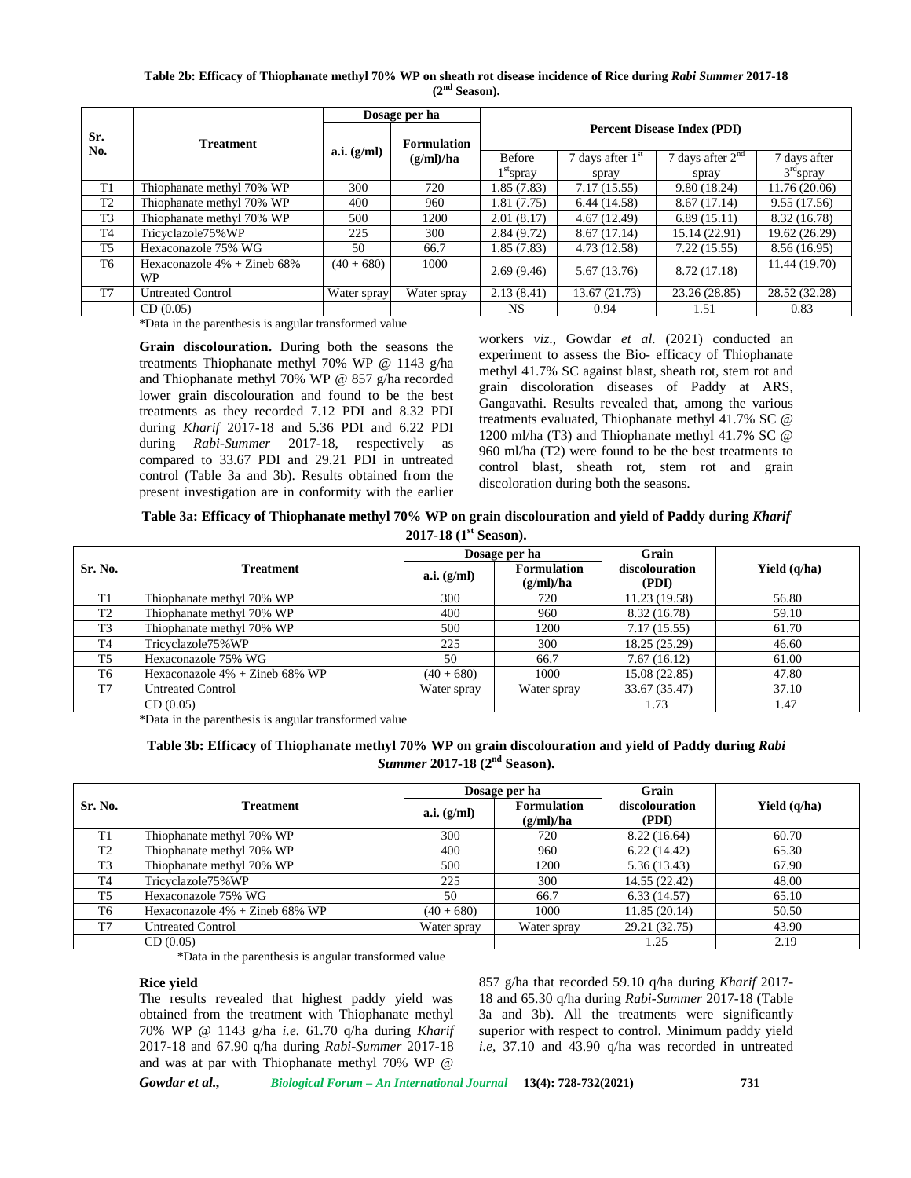**Table 2b: Efficacy of Thiophanate methyl 70% WP on sheath rot disease incidence of Rice during *Rabi Summer* 2017-18 (2nd Season).**

| Sr. No. | Treatment | Dosage per ha | | Percent Disease Index (PDI) | | | |
|---|---|---|---|---|---|---|---|
| | | a.i. (g/ml) | Formulation (g/ml)/ha | Before 1st spray | 7 days after 1st spray | 7 days after 2nd spray | 7 days after 3rd spray |
| T1 | Thiophanate methyl 70% WP | 300 | 720 | 1.85 (7.83) | 7.17 (15.55) | 9.80 (18.24) | 11.76 (20.06) |
| T2 | Thiophanate methyl 70% WP | 400 | 960 | 1.81 (7.75) | 6.44 (14.58) | 8.67 (17.14) | 9.55 (17.56) |
| T3 | Thiophanate methyl 70% WP | 500 | 1200 | 2.01 (8.17) | 4.67 (12.49) | 6.89 (15.11) | 8.32 (16.78) |
| T4 | Tricyclazole75%WP | 225 | 300 | 2.84 (9.72) | 8.67 (17.14) | 15.14 (22.91) | 19.62 (26.29) |
| T5 | Hexaconazole 75% WG | 50 | 66.7 | 1.85 (7.83) | 4.73 (12.58) | 7.22 (15.55) | 8.56 (16.95) |
| T6 | Hexaconazole 4% + Zineb 68% WP | (40 + 680) | 1000 | 2.69 (9.46) | 5.67 (13.76) | 8.72 (17.18) | 11.44 (19.70) |
| T7 | Untreated Control | Water spray | Water spray | 2.13 (8.41) | 13.67 (21.73) | 23.26 (28.85) | 28.52 (32.28) |
| | CD (0.05) | | | NS | 0.94 | 1.51 | 0.83 |

*Data in the parenthesis is angular transformed value

**Grain discolouration.** During both the seasons the treatments Thiophanate methyl 70% WP @ 1143 g/ha and Thiophanate methyl 70% WP @ 857 g/ha recorded lower grain discolouration and found to be the best treatments as they recorded 7.12 PDI and 8.32 PDI during *Kharif* 2017-18 and 5.36 PDI and 6.22 PDI during *Rabi-Summer* 2017-18, respectively as compared to 33.67 PDI and 29.21 PDI in untreated control (Table 3a and 3b). Results obtained from the present investigation are in conformity with the earlier workers *viz*., Gowdar *et al.* (2021) conducted an experiment to assess the Bio- efficacy of Thiophanate methyl 41.7% SC against blast, sheath rot, stem rot and grain discoloration diseases of Paddy at ARS, Gangavathi. Results revealed that, among the various treatments evaluated, Thiophanate methyl 41.7% SC @ 1200 ml/ha (T3) and Thiophanate methyl 41.7% SC @ 960 ml/ha (T2) were found to be the best treatments to control blast, sheath rot, stem rot and grain discoloration during both the seasons.

**Table 3a: Efficacy of Thiophanate methyl 70% WP on grain discolouration and yield of Paddy during *Kharif* 2017-18 (1st Season).**

| Sr. No. | Treatment | Dosage per ha | | Grain discolouration (PDI) | Yield (q/ha) |
|---|---|---|---|---|---|
| | | a.i. (g/ml) | Formulation (g/ml)/ha | | |
| T1 | Thiophanate methyl 70% WP | 300 | 720 | 11.23 (19.58) | 56.80 |
| T2 | Thiophanate methyl 70% WP | 400 | 960 | 8.32 (16.78) | 59.10 |
| T3 | Thiophanate methyl 70% WP | 500 | 1200 | 7.17 (15.55) | 61.70 |
| T4 | Tricyclazole75%WP | 225 | 300 | 18.25 (25.29) | 46.60 |
| T5 | Hexaconazole 75% WG | 50 | 66.7 | 7.67 (16.12) | 61.00 |
| T6 | Hexaconazole 4% + Zineb 68% WP | (40 + 680) | 1000 | 15.08 (22.85) | 47.80 |
| T7 | Untreated Control | Water spray | Water spray | 33.67 (35.47) | 37.10 |
| | CD (0.05) | | | 1.73 | 1.47 |

*Data in the parenthesis is angular transformed value

**Table 3b: Efficacy of Thiophanate methyl 70% WP on grain discolouration and yield of Paddy during *Rabi Summer* 2017-18 (2nd Season).**

| Sr. No. | Treatment | Dosage per ha | | Grain discolouration (PDI) | Yield (q/ha) |
|---|---|---|---|---|---|
| | | a.i. (g/ml) | Formulation (g/ml)/ha | | |
| T1 | Thiophanate methyl 70% WP | 300 | 720 | 8.22 (16.64) | 60.70 |
| T2 | Thiophanate methyl 70% WP | 400 | 960 | 6.22 (14.42) | 65.30 |
| T3 | Thiophanate methyl 70% WP | 500 | 1200 | 5.36 (13.43) | 67.90 |
| T4 | Tricyclazole75%WP | 225 | 300 | 14.55 (22.42) | 48.00 |
| T5 | Hexaconazole 75% WG | 50 | 66.7 | 6.33 (14.57) | 65.10 |
| T6 | Hexaconazole 4% + Zineb 68% WP | (40 + 680) | 1000 | 11.85 (20.14) | 50.50 |
| T7 | Untreated Control | Water spray | Water spray | 29.21 (32.75) | 43.90 |
| | CD (0.05) | | | 1.25 | 2.19 |

*Data in the parenthesis is angular transformed value

**Rice yield**

The results revealed that highest paddy yield was obtained from the treatment with Thiophanate methyl 70% WP @ 1143 g/ha *i.e.* 61.70 q/ha during *Kharif* 2017-18 and 67.90 q/ha during *Rabi-Summer* 2017-18 and was at par with Thiophanate methyl 70% WP @ 857 g/ha that recorded 59.10 q/ha during *Kharif* 2017-18 and 65.30 q/ha during *Rabi-Summer* 2017-18 (Table 3a and 3b). All the treatments were significantly superior with respect to control. Minimum paddy yield *i.e*, 37.10 and 43.90 q/ha was recorded in untreated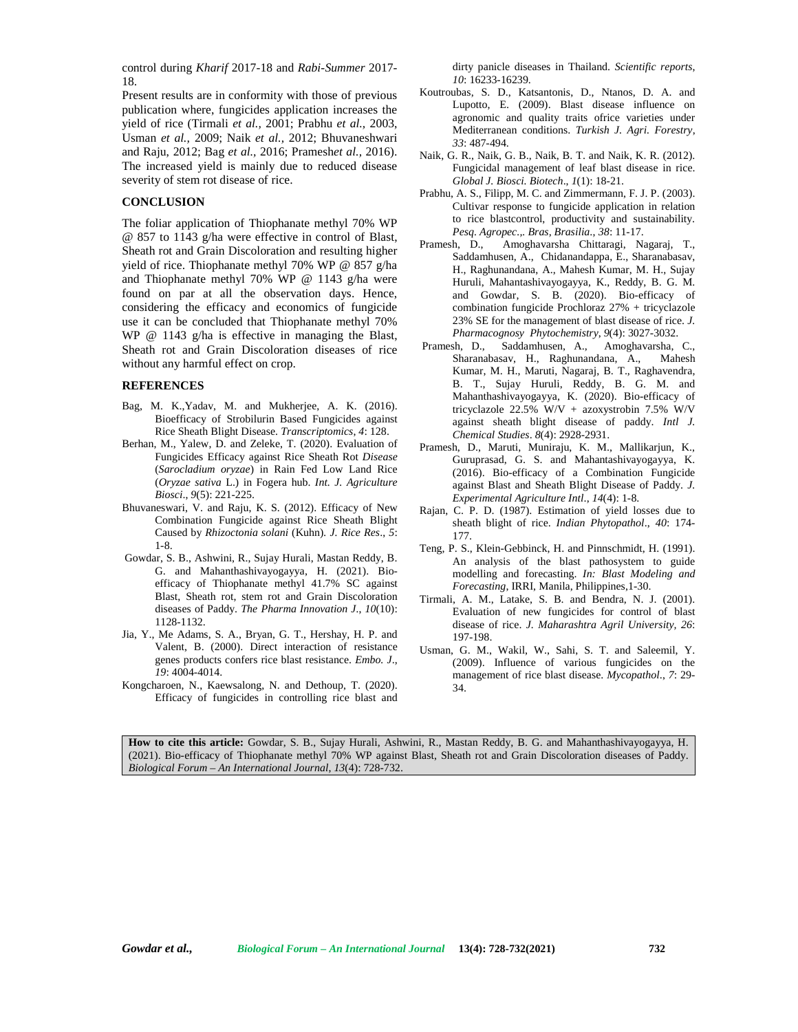control during *Kharif* 2017-18 and *Rabi-Summer* 2017-18.

Present results are in conformity with those of previous publication where, fungicides application increases the yield of rice (Tirmali *et al.,* 2001; Prabhu *et al.,* 2003, Usman *et al.,* 2009; Naik *et al.,* 2012; Bhuvaneshwari and Raju, 2012; Bag *et al.*, 2016; Pramesh*et al.*, 2016). The increased yield is mainly due to reduced disease severity of stem rot disease of rice.

## CONCLUSION

The foliar application of Thiophanate methyl 70% WP @ 857 to 1143 g/ha were effective in control of Blast, Sheath rot and Grain Discoloration and resulting higher yield of rice. Thiophanate methyl 70% WP @ 857 g/ha and Thiophanate methyl 70% WP @ 1143 g/ha were found on par at all the observation days. Hence, considering the efficacy and economics of fungicide use it can be concluded that Thiophanate methyl 70% WP @ 1143 g/ha is effective in managing the Blast, Sheath rot and Grain Discoloration diseases of rice without any harmful effect on crop.

## REFERENCES

Bag, M. K.,Yadav, M. and Mukherjee, A. K. (2016). Bioefficacy of Strobilurin Based Fungicides against Rice Sheath Blight Disease. *Transcriptomics*, *4*: 128.

Berhan, M., Yalew, D. and Zeleke, T. (2020). Evaluation of Fungicides Efficacy against Rice Sheath Rot *Disease* (*Sarocladium oryzae*) in Rain Fed Low Land Rice (*Oryzae sativa* L.) in Fogera hub. *Int. J. Agriculture Biosci*., *9*(5): 221-225.

Bhuvaneswari, V. and Raju, K. S. (2012). Efficacy of New Combination Fungicide against Rice Sheath Blight Caused by *Rhizoctonia solani* (Kuhn). *J. Rice Res*., *5*: 1-8.

Gowdar, S. B., Ashwini, R., Sujay Hurali, Mastan Reddy, B. G. and Mahanthashivayogayya, H. (2021). Bio-efficacy of Thiophanate methyl 41.7% SC against Blast, Sheath rot, stem rot and Grain Discoloration diseases of Paddy. *The Pharma Innovation J*., *10*(10): 1128-1132.

Jia, Y., Me Adams, S. A., Bryan, G. T., Hershay, H. P. and Valent, B. (2000). Direct interaction of resistance genes products confers rice blast resistance. *Embo. J*., *19*: 4004-4014.

Kongcharoen, N., Kaewsalong, N. and Dethoup, T. (2020). Efficacy of fungicides in controlling rice blast and dirty panicle diseases in Thailand. *Scientific reports*, *10*: 16233-16239.

Koutroubas, S. D., Katsantonis, D., Ntanos, D. A. and Lupotto, E. (2009). Blast disease influence on agronomic and quality traits ofrice varieties under Mediterranean conditions. *Turkish J. Agri. Forestry*, *33*: 487-494.

Naik, G. R., Naik, G. B., Naik, B. T. and Naik, K. R. (2012). Fungicidal management of leaf blast disease in rice. *Global J. Biosci. Biotech*., *1*(1): 18-21.

Prabhu, A. S., Filipp, M. C. and Zimmermann, F. J. P. (2003). Cultivar response to fungicide application in relation to rice blastcontrol, productivity and sustainability. *Pesq. Agropec*.,. *Bras, Brasilia*., *38*: 11-17.

Pramesh, D., Amoghavarsha Chittaragi, Nagaraj, T., Saddamhusen, A., Chidanandappa, E., Sharanabasav, H., Raghunandana, A., Mahesh Kumar, M. H., Sujay Huruli, Mahantashivayogayya, K., Reddy, B. G. M. and Gowdar, S. B. (2020). Bio-efficacy of combination fungicide Prochloraz 27% + tricyclazole 23% SE for the management of blast disease of rice. *J. Pharmacognosy Phytochemistry*, *9*(4): 3027-3032.

Pramesh, D., Saddamhusen, A., Amoghavarsha, C., Sharanabasav, H., Raghunandana, A., Mahesh Kumar, M. H., Maruti, Nagaraj, B. T., Raghavendra, B. T., Sujay Huruli, Reddy, B. G. M. and Mahanthashivayogayya, K. (2020). Bio-efficacy of tricyclazole 22.5% W/V + azoxystrobin 7.5% W/V against sheath blight disease of paddy. *Intl J. Chemical Studies*. *8*(4): 2928-2931.

Pramesh, D., Maruti, Muniraju, K. M., Mallikarjun, K., Guruprasad, G. S. and Mahantashivayogayya, K. (2016). Bio-efficacy of a Combination Fungicide against Blast and Sheath Blight Disease of Paddy. *J. Experimental Agriculture Intl*., *14*(4): 1-8.

Rajan, C. P. D. (1987). Estimation of yield losses due to sheath blight of rice. *Indian Phytopathol*., *40*: 174-177.

Teng, P. S., Klein-Gebbinck, H. and Pinnschmidt, H. (1991). An analysis of the blast pathosystem to guide modelling and forecasting. *In: Blast Modeling and Forecasting*, IRRI, Manila, Philippines,1-30.

Tirmali, A. M., Latake, S. B. and Bendra, N. J. (2001). Evaluation of new fungicides for control of blast disease of rice. *J. Maharashtra Agril University, 26*: 197-198.

Usman, G. M., Wakil, W., Sahi, S. T. and Saleemil, Y. (2009). Influence of various fungicides on the management of rice blast disease. *Mycopathol*., *7*: 29-34.

**How to cite this article:** Gowdar, S. B., Sujay Hurali, Ashwini, R., Mastan Reddy, B. G. and Mahanthashivayogayya, H. (2021). Bio-efficacy of Thiophanate methyl 70% WP against Blast, Sheath rot and Grain Discoloration diseases of Paddy. *Biological Forum – An International Journal, 13*(4): 728-732.